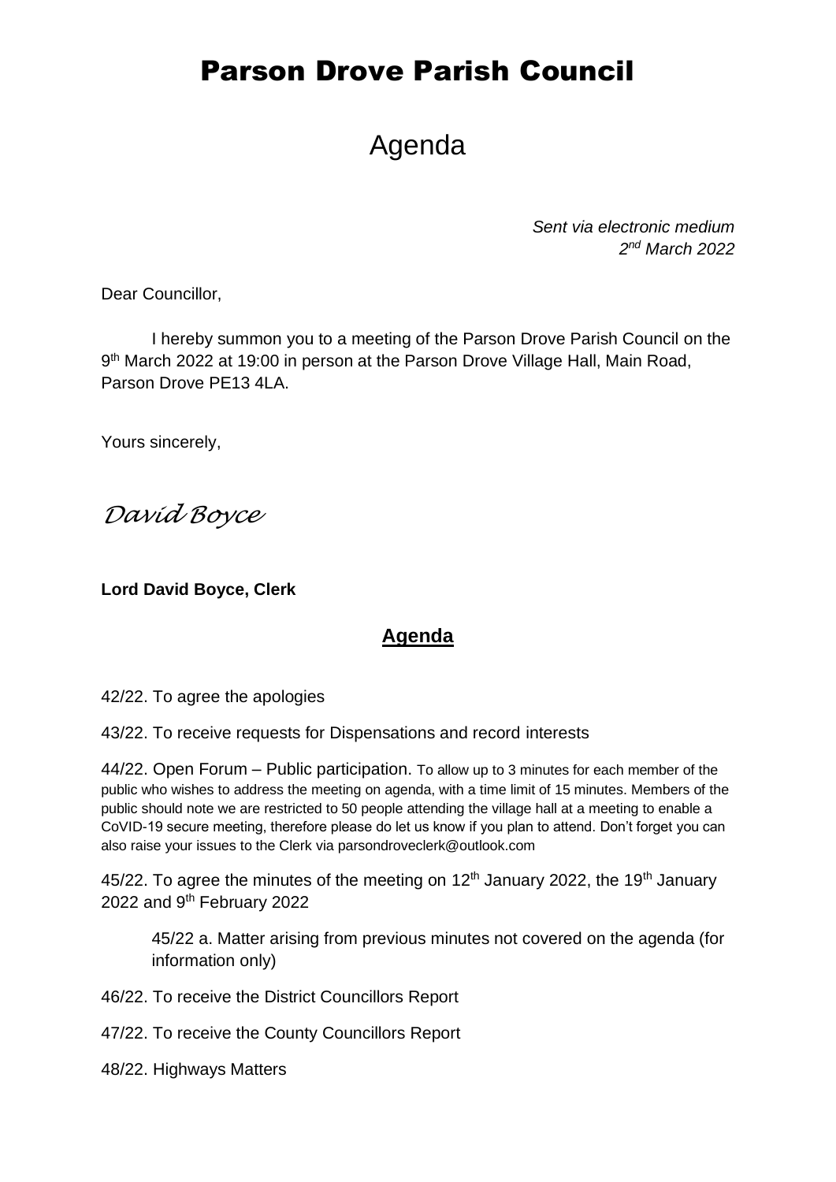# Parson Drove Parish Council

## Agenda

*Sent via electronic medium*
*2nd March 2022*

Dear Councillor,

I hereby summon you to a meeting of the Parson Drove Parish Council on the 9th March 2022 at 19:00 in person at the Parson Drove Village Hall, Main Road, Parson Drove PE13 4LA.

Yours sincerely,

*David Boyce*

**Lord David Boyce, Clerk**

## Agenda

42/22. To agree the apologies

43/22. To receive requests for Dispensations and record interests

44/22. Open Forum – Public participation. To allow up to 3 minutes for each member of the public who wishes to address the meeting on agenda, with a time limit of 15 minutes. Members of the public should note we are restricted to 50 people attending the village hall at a meeting to enable a CoVID-19 secure meeting, therefore please do let us know if you plan to attend. Don't forget you can also raise your issues to the Clerk via parsondroveclerk@outlook.com

45/22. To agree the minutes of the meeting on 12th January 2022, the 19th January 2022 and 9th February 2022

45/22 a. Matter arising from previous minutes not covered on the agenda (for information only)

46/22. To receive the District Councillors Report

47/22. To receive the County Councillors Report

48/22. Highways Matters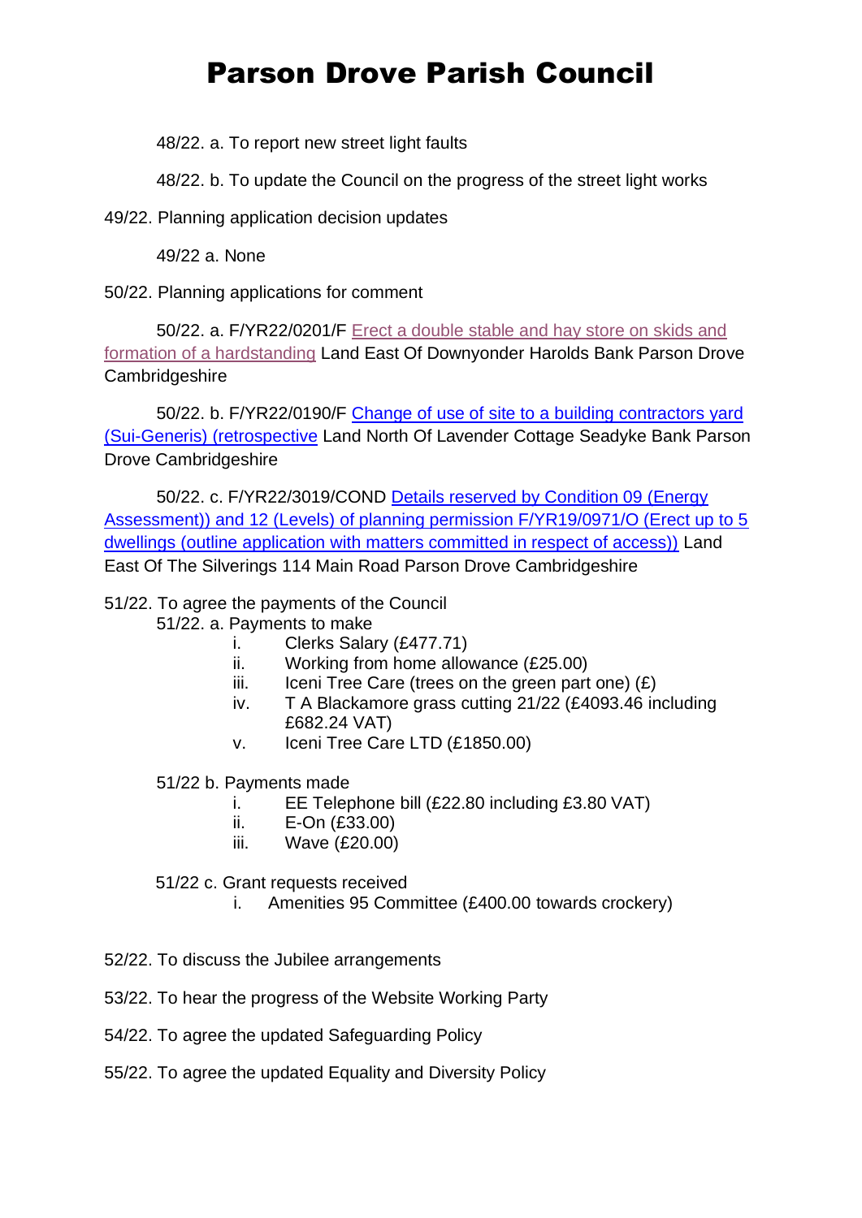# Parson Drove Parish Council

48/22. a. To report new street light faults

48/22. b. To update the Council on the progress of the street light works

49/22. Planning application decision updates

49/22 a. None

50/22. Planning applications for comment

50/22. a. F/YR22/0201/F Erect a double stable and hay store on skids and formation of a hardstanding Land East Of Downyonder Harolds Bank Parson Drove Cambridgeshire

50/22. b. F/YR22/0190/F Change of use of site to a building contractors yard (Sui-Generis) (retrospective Land North Of Lavender Cottage Seadyke Bank Parson Drove Cambridgeshire

50/22. c. F/YR22/3019/COND Details reserved by Condition 09 (Energy Assessment)) and 12 (Levels) of planning permission F/YR19/0971/O (Erect up to 5 dwellings (outline application with matters committed in respect of access)) Land East Of The Silverings 114 Main Road Parson Drove Cambridgeshire

51/22. To agree the payments of the Council

51/22. a. Payments to make

i. Clerks Salary (£477.71)
ii. Working from home allowance (£25.00)
iii. Iceni Tree Care (trees on the green part one) (£)
iv. T A Blackamore grass cutting 21/22 (£4093.46 including £682.24 VAT)
v. Iceni Tree Care LTD (£1850.00)

51/22 b. Payments made

i. EE Telephone bill (£22.80 including £3.80 VAT)
ii. E-On (£33.00)
iii. Wave (£20.00)

51/22 c. Grant requests received

i. Amenities 95 Committee (£400.00 towards crockery)

52/22. To discuss the Jubilee arrangements

53/22. To hear the progress of the Website Working Party

54/22. To agree the updated Safeguarding Policy

55/22. To agree the updated Equality and Diversity Policy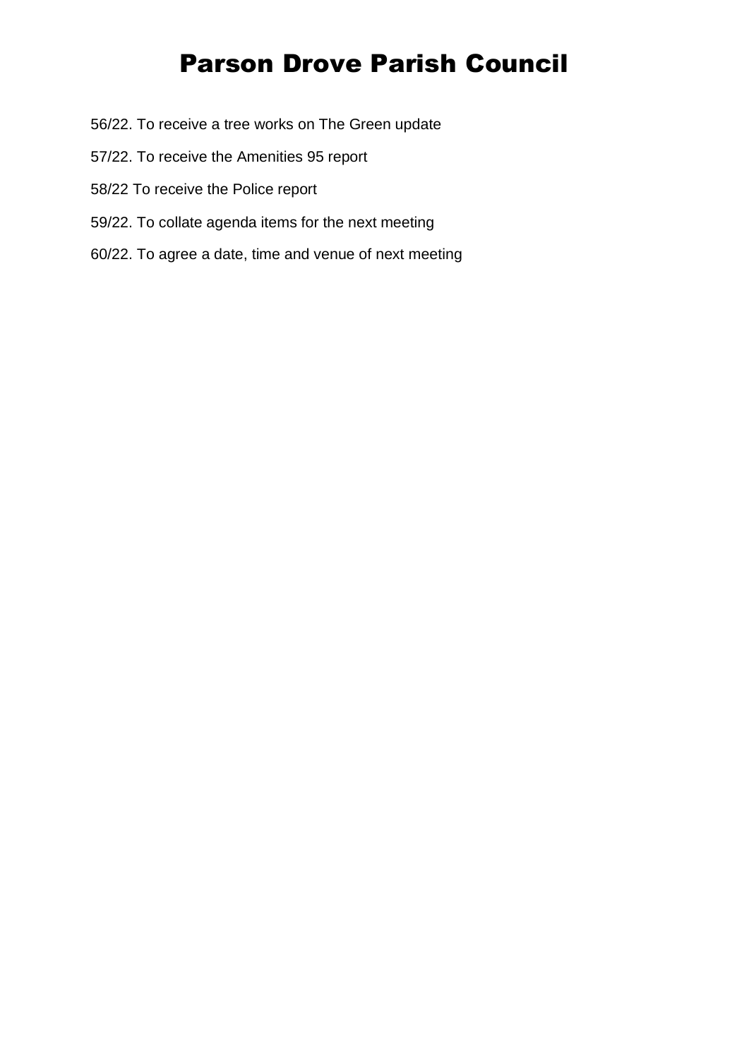# Parson Drove Parish Council

56/22. To receive a tree works on The Green update

57/22. To receive the Amenities 95 report

58/22 To receive the Police report

59/22. To collate agenda items for the next meeting

60/22. To agree a date, time and venue of next meeting